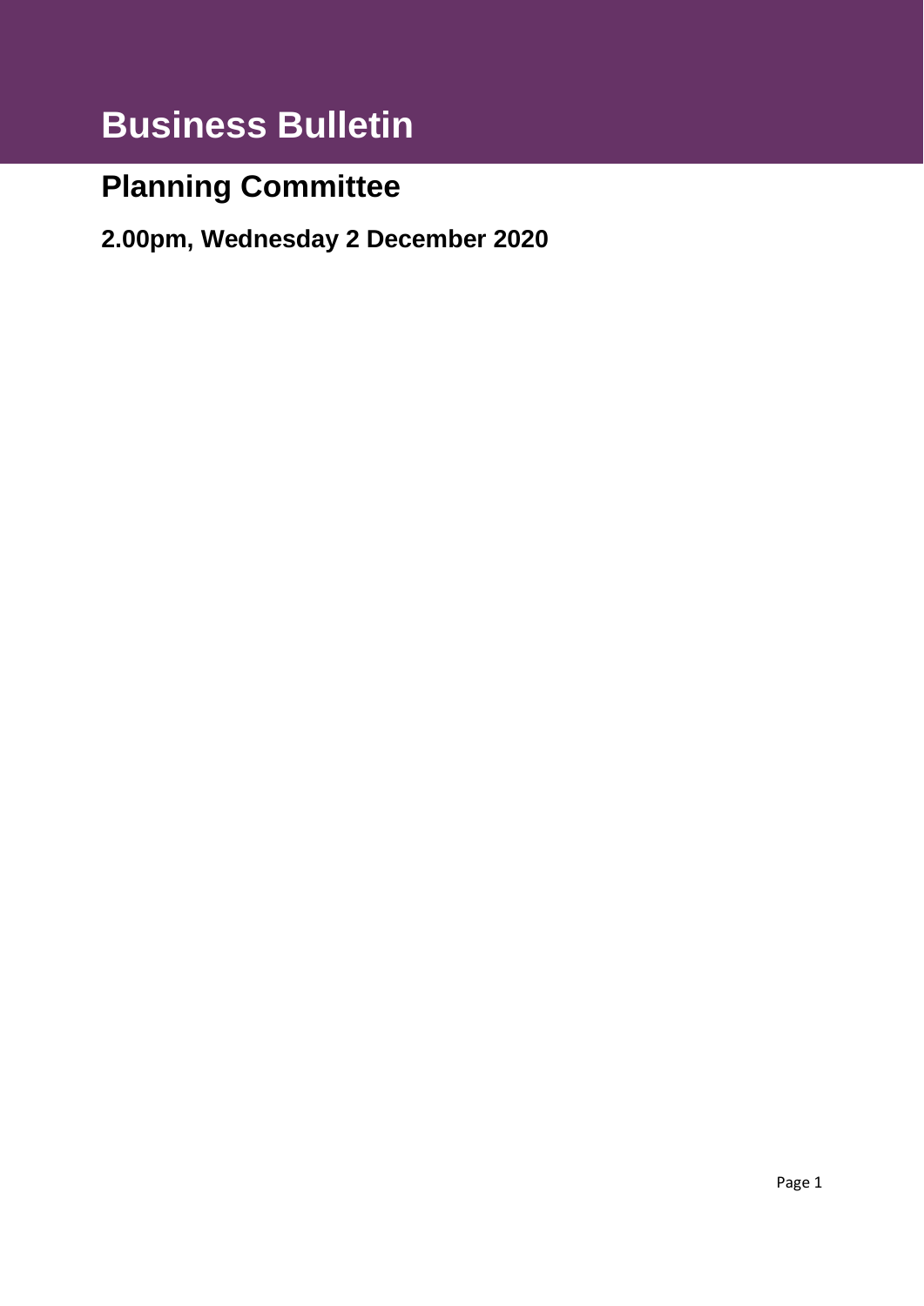# Business Bulletin

## Planning Committee

### 2.00pm, Wednesday 2 December 2020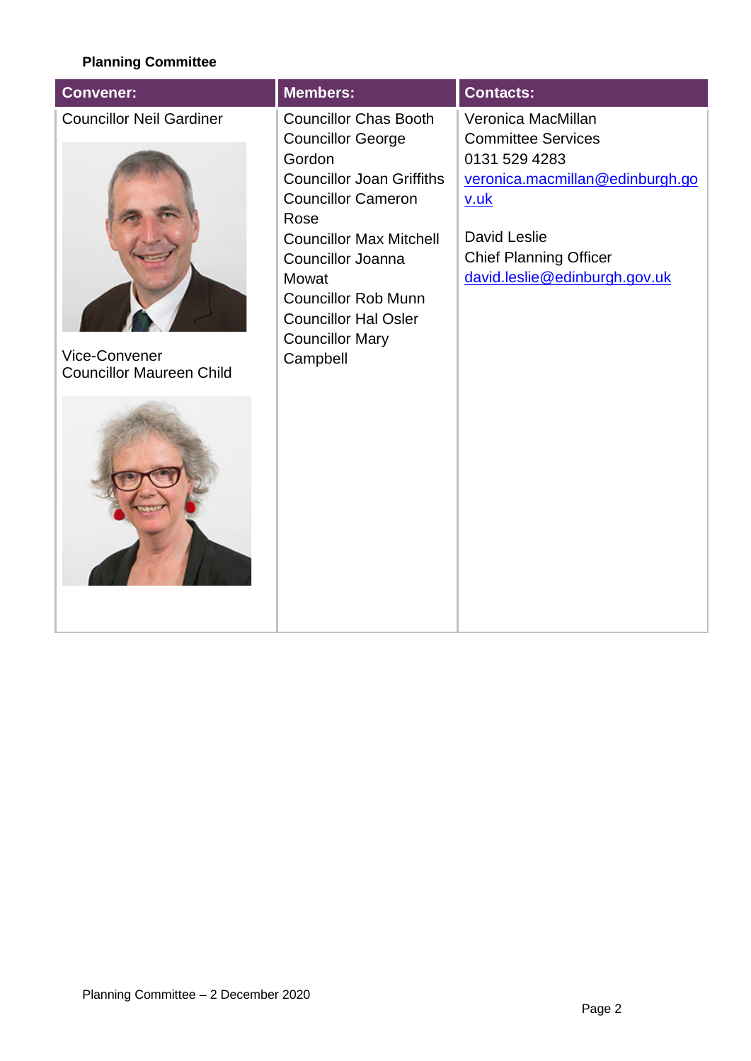**Planning Committee**

| Convener: | Members: | Contacts: |
| --- | --- | --- |
| Councillor Neil Gardiner<br><br>Vice-Convener<br>Councillor Maureen Child | Councillor Chas Booth<br>Councillor George Gordon<br>Councillor Joan Griffiths<br>Councillor Cameron Rose<br>Councillor Max Mitchell<br>Councillor Joanna Mowat<br>Councillor Rob Munn<br>Councillor Hal Osler<br>Councillor Mary Campbell | Veronica MacMillan<br>Committee Services<br>0131 529 4283<br>veronica.macmillan@edinburgh.gov.uk<br><br>David Leslie<br>Chief Planning Officer<br>david.leslie@edinburgh.gov.uk |

Planning Committee – 2 December 2020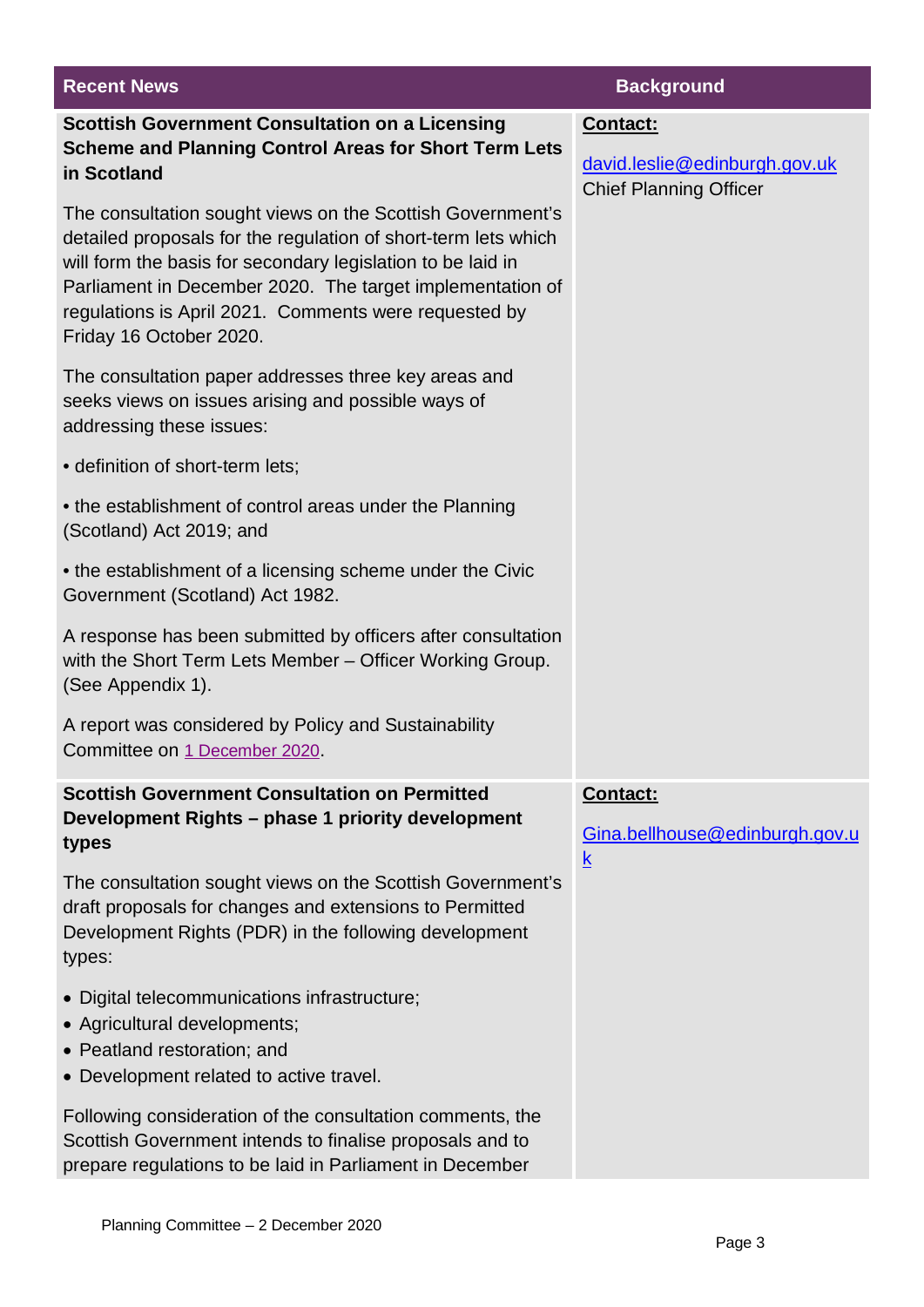| Recent News | Background |
| --- | --- |
| **Scottish Government Consultation on a Licensing Scheme and Planning Control Areas for Short Term Lets in Scotland**<br><br>The consultation sought views on the Scottish Government's detailed proposals for the regulation of short-term lets which will form the basis for secondary legislation to be laid in Parliament in December 2020. The target implementation of regulations is April 2021. Comments were requested by Friday 16 October 2020.<br><br>The consultation paper addresses three key areas and seeks views on issues arising and possible ways of addressing these issues:<br><br>• definition of short-term lets;<br><br>• the establishment of control areas under the Planning (Scotland) Act 2019; and<br><br>• the establishment of a licensing scheme under the Civic Government (Scotland) Act 1982.<br><br>A response has been submitted by officers after consultation with the Short Term Lets Member – Officer Working Group. (See Appendix 1).<br><br>A report was considered by Policy and Sustainability Committee on 1 December 2020. | **Contact:**<br><br>david.leslie@edinburgh.gov.uk<br>Chief Planning Officer |
| **Scottish Government Consultation on Permitted Development Rights – phase 1 priority development types**<br><br>The consultation sought views on the Scottish Government's draft proposals for changes and extensions to Permitted Development Rights (PDR) in the following development types:<br><br>• Digital telecommunications infrastructure;<br>• Agricultural developments;<br>• Peatland restoration; and<br>• Development related to active travel.<br><br>Following consideration of the consultation comments, the Scottish Government intends to finalise proposals and to prepare regulations to be laid in Parliament in December | **Contact:**<br><br>Gina.bellhouse@edinburgh.gov.uk |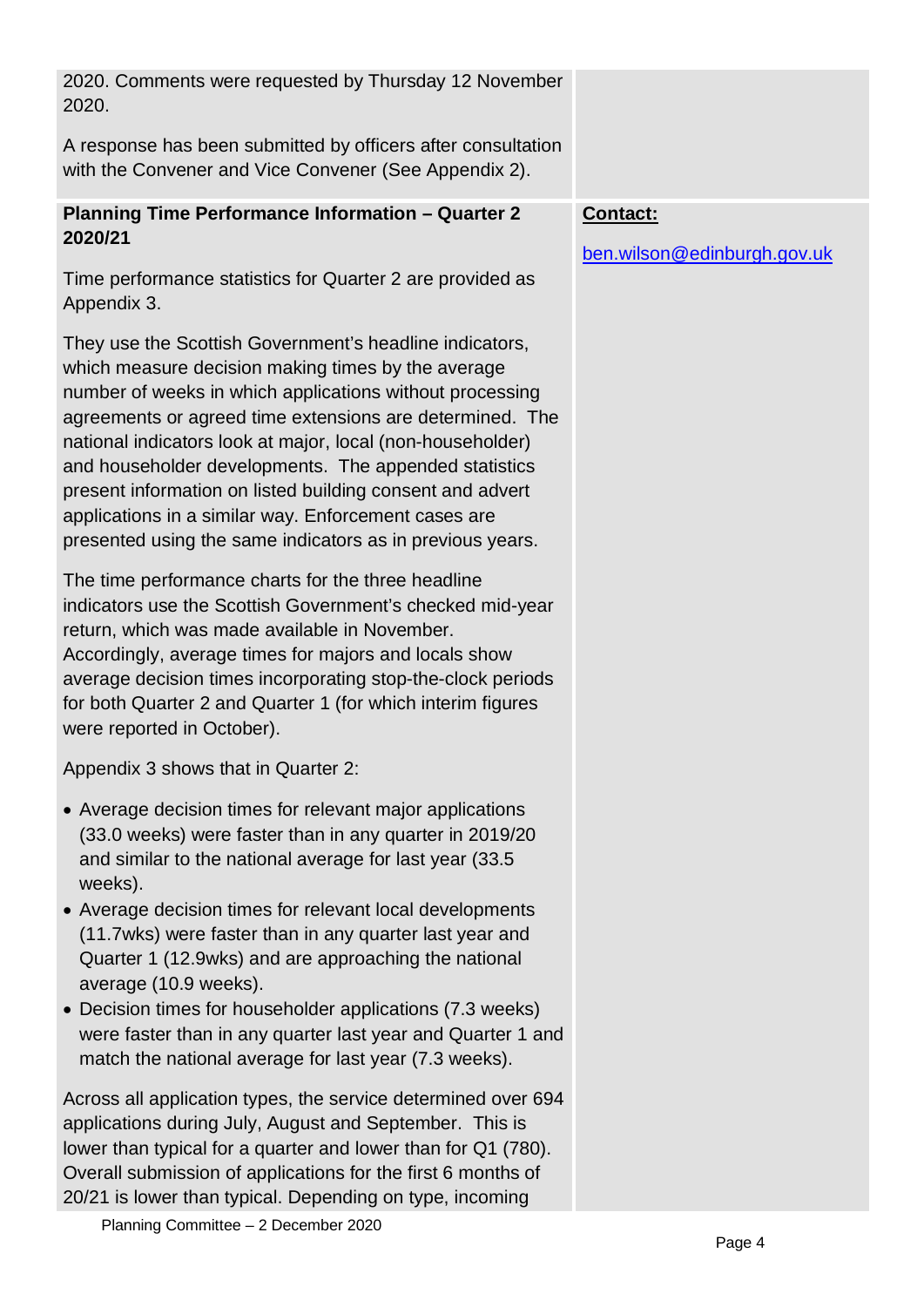2020. Comments were requested by Thursday 12 November 2020.

A response has been submitted by officers after consultation with the Convener and Vice Convener (See Appendix 2).

**Planning Time Performance Information – Quarter 2 2020/21**

**Contact:**

ben.wilson@edinburgh.gov.uk

Time performance statistics for Quarter 2 are provided as Appendix 3.

They use the Scottish Government's headline indicators, which measure decision making times by the average number of weeks in which applications without processing agreements or agreed time extensions are determined. The national indicators look at major, local (non-householder) and householder developments. The appended statistics present information on listed building consent and advert applications in a similar way. Enforcement cases are presented using the same indicators as in previous years.

The time performance charts for the three headline indicators use the Scottish Government's checked mid-year return, which was made available in November. Accordingly, average times for majors and locals show average decision times incorporating stop-the-clock periods for both Quarter 2 and Quarter 1 (for which interim figures were reported in October).

Appendix 3 shows that in Quarter 2:

- Average decision times for relevant major applications (33.0 weeks) were faster than in any quarter in 2019/20 and similar to the national average for last year (33.5 weeks).
- Average decision times for relevant local developments (11.7wks) were faster than in any quarter last year and Quarter 1 (12.9wks) and are approaching the national average (10.9 weeks).
- Decision times for householder applications (7.3 weeks) were faster than in any quarter last year and Quarter 1 and match the national average for last year (7.3 weeks).

Across all application types, the service determined over 694 applications during July, August and September. This is lower than typical for a quarter and lower than for Q1 (780). Overall submission of applications for the first 6 months of 20/21 is lower than typical. Depending on type, incoming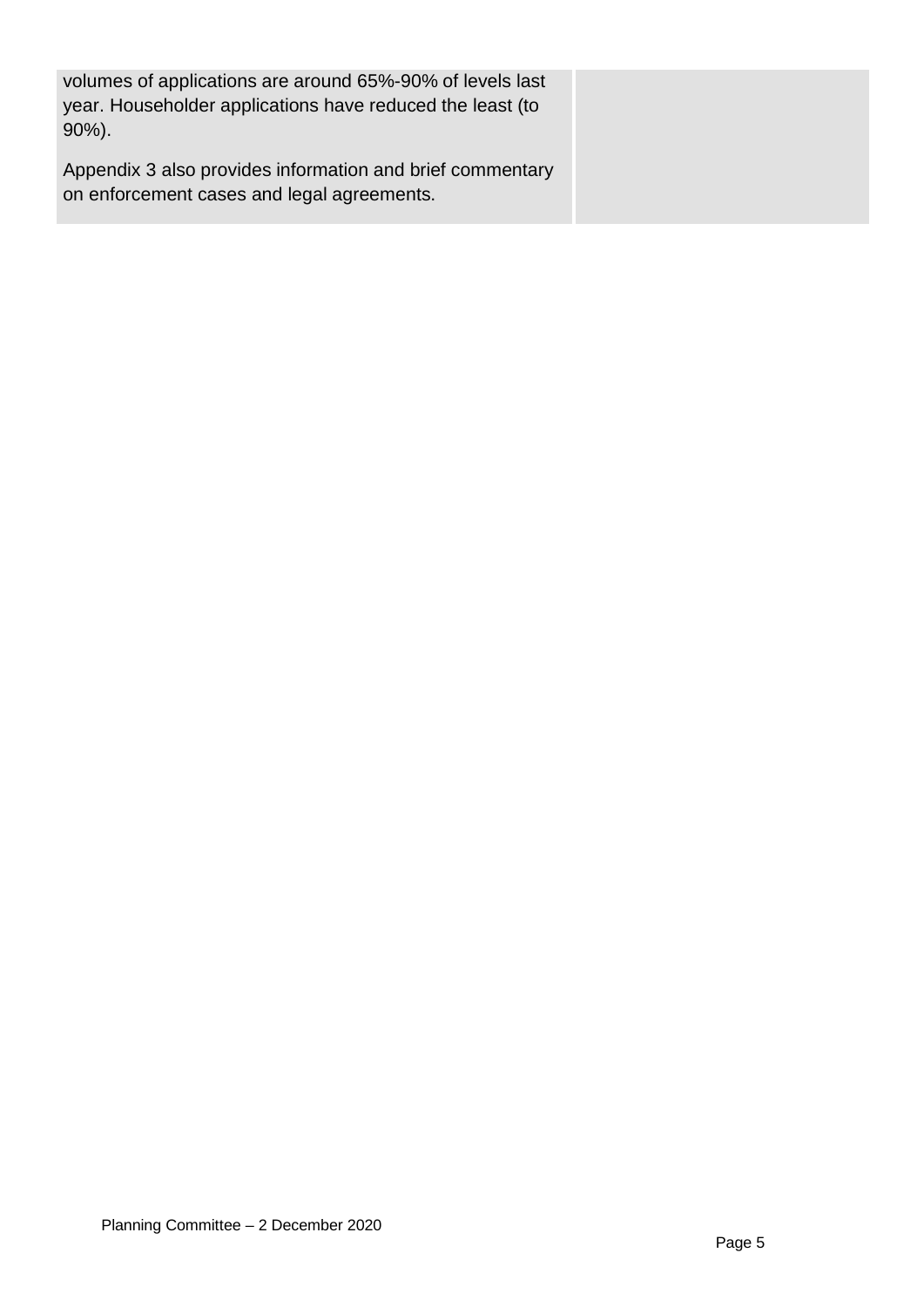| | |
|---|---|
| volumes of applications are around 65%-90% of levels last year. Householder applications have reduced the least (to 90%).<br><br>Appendix 3 also provides information and brief commentary on enforcement cases and legal agreements. | |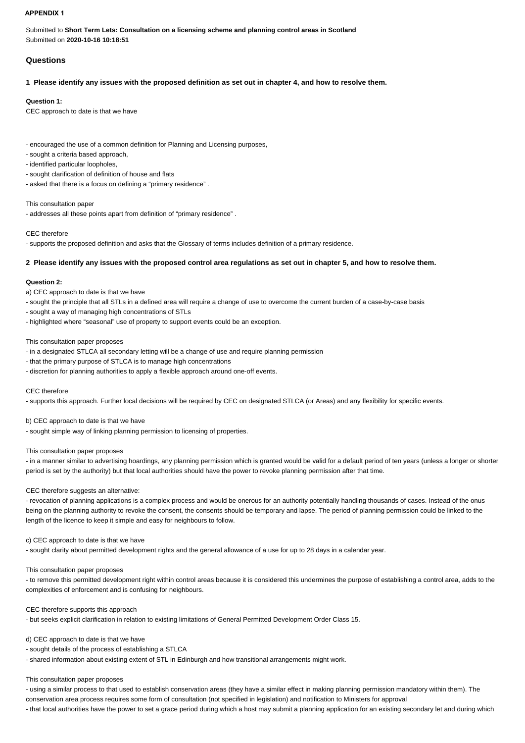**APPENDIX 1**

Submitted to **Short Term Lets: Consultation on a licensing scheme and planning control areas in Scotland**
Submitted on **2020-10-16 10:18:51**

## Questions

### 1 Please identify any issues with the proposed definition as set out in chapter 4, and how to resolve them.

**Question 1:**
CEC approach to date is that we have

- encouraged the use of a common definition for Planning and Licensing purposes,
- sought a criteria based approach,
- identified particular loopholes,
- sought clarification of definition of house and flats
- asked that there is a focus on defining a "primary residence" .

This consultation paper
- addresses all these points apart from definition of "primary residence" .

CEC therefore
- supports the proposed definition and asks that the Glossary of terms includes definition of a primary residence.

### 2 Please identify any issues with the proposed control area regulations as set out in chapter 5, and how to resolve them.

**Question 2:**
a) CEC approach to date is that we have
- sought the principle that all STLs in a defined area will require a change of use to overcome the current burden of a case-by-case basis
- sought a way of managing high concentrations of STLs
- highlighted where "seasonal" use of property to support events could be an exception.

This consultation paper proposes
- in a designated STLCA all secondary letting will be a change of use and require planning permission
- that the primary purpose of STLCA is to manage high concentrations
- discretion for planning authorities to apply a flexible approach around one-off events.

CEC therefore
- supports this approach. Further local decisions will be required by CEC on designated STLCA (or Areas) and any flexibility for specific events.

b) CEC approach to date is that we have
- sought simple way of linking planning permission to licensing of properties.

This consultation paper proposes
- in a manner similar to advertising hoardings, any planning permission which is granted would be valid for a default period of ten years (unless a longer or shorter period is set by the authority) but that local authorities should have the power to revoke planning permission after that time.

CEC therefore suggests an alternative:
- revocation of planning applications is a complex process and would be onerous for an authority potentially handling thousands of cases. Instead of the onus being on the planning authority to revoke the consent, the consents should be temporary and lapse. The period of planning permission could be linked to the length of the licence to keep it simple and easy for neighbours to follow.

c) CEC approach to date is that we have
- sought clarity about permitted development rights and the general allowance of a use for up to 28 days in a calendar year.

This consultation paper proposes
- to remove this permitted development right within control areas because it is considered this undermines the purpose of establishing a control area, adds to the complexities of enforcement and is confusing for neighbours.

CEC therefore supports this approach
- but seeks explicit clarification in relation to existing limitations of General Permitted Development Order Class 15.

d) CEC approach to date is that we have
- sought details of the process of establishing a STLCA
- shared information about existing extent of STL in Edinburgh and how transitional arrangements might work.

This consultation paper proposes
- using a similar process to that used to establish conservation areas (they have a similar effect in making planning permission mandatory within them). The conservation area process requires some form of consultation (not specified in legislation) and notification to Ministers for approval
- that local authorities have the power to set a grace period during which a host may submit a planning application for an existing secondary let and during which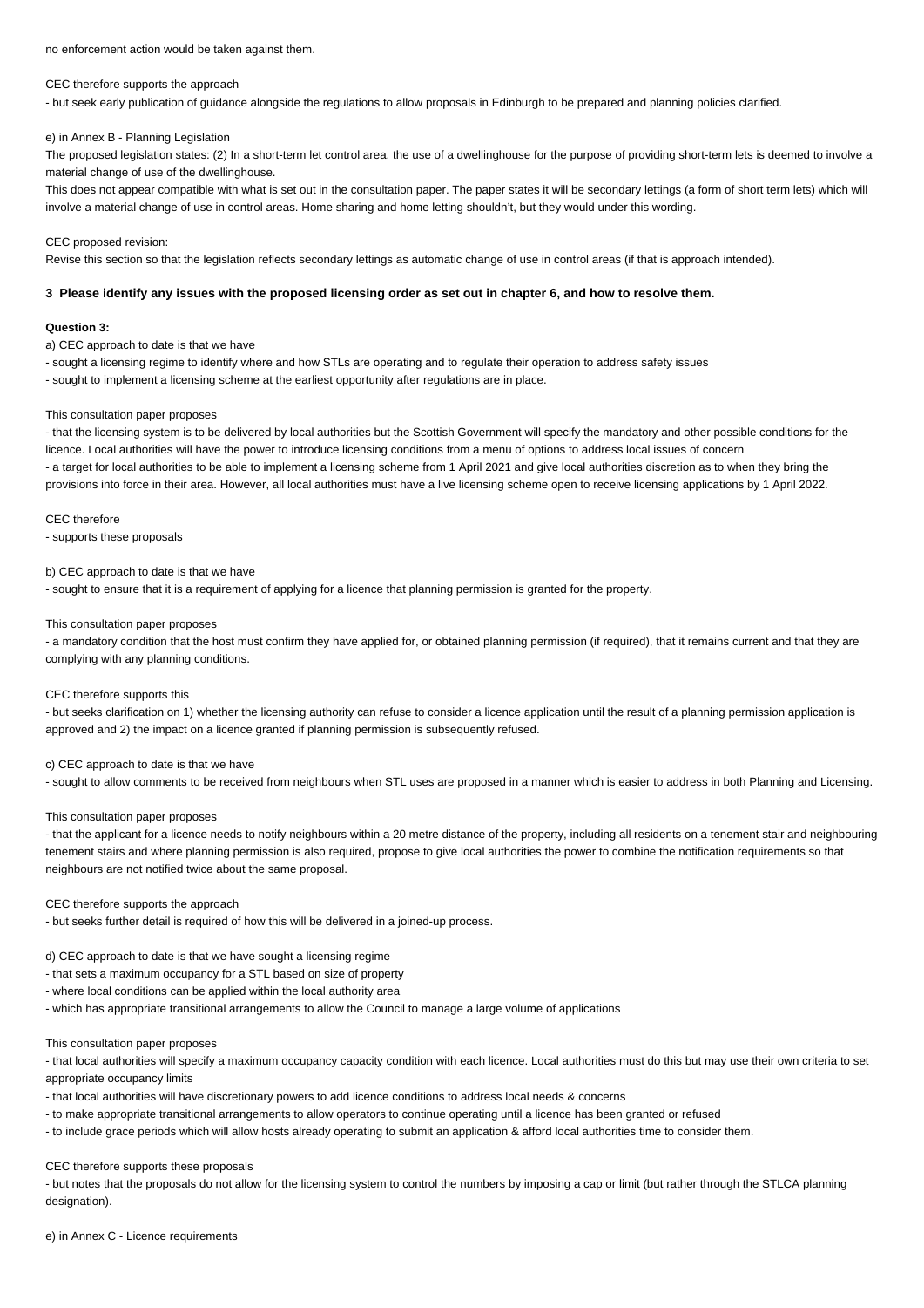no enforcement action would be taken against them.

CEC therefore supports the approach

- but seek early publication of guidance alongside the regulations to allow proposals in Edinburgh to be prepared and planning policies clarified.

e) in Annex B - Planning Legislation

The proposed legislation states: (2) In a short-term let control area, the use of a dwellinghouse for the purpose of providing short-term lets is deemed to involve a material change of use of the dwellinghouse.

This does not appear compatible with what is set out in the consultation paper. The paper states it will be secondary lettings (a form of short term lets) which will involve a material change of use in control areas. Home sharing and home letting shouldn't, but they would under this wording.

CEC proposed revision:

Revise this section so that the legislation reflects secondary lettings as automatic change of use in control areas (if that is approach intended).

**3 Please identify any issues with the proposed licensing order as set out in chapter 6, and how to resolve them.**

**Question 3:**

a) CEC approach to date is that we have

- sought a licensing regime to identify where and how STLs are operating and to regulate their operation to address safety issues
- sought to implement a licensing scheme at the earliest opportunity after regulations are in place.

This consultation paper proposes

- that the licensing system is to be delivered by local authorities but the Scottish Government will specify the mandatory and other possible conditions for the licence. Local authorities will have the power to introduce licensing conditions from a menu of options to address local issues of concern
- a target for local authorities to be able to implement a licensing scheme from 1 April 2021 and give local authorities discretion as to when they bring the provisions into force in their area. However, all local authorities must have a live licensing scheme open to receive licensing applications by 1 April 2022.

CEC therefore

- supports these proposals

b) CEC approach to date is that we have

- sought to ensure that it is a requirement of applying for a licence that planning permission is granted for the property.

This consultation paper proposes

- a mandatory condition that the host must confirm they have applied for, or obtained planning permission (if required), that it remains current and that they are complying with any planning conditions.

CEC therefore supports this

- but seeks clarification on 1) whether the licensing authority can refuse to consider a licence application until the result of a planning permission application is approved and 2) the impact on a licence granted if planning permission is subsequently refused.

c) CEC approach to date is that we have

- sought to allow comments to be received from neighbours when STL uses are proposed in a manner which is easier to address in both Planning and Licensing.

This consultation paper proposes

- that the applicant for a licence needs to notify neighbours within a 20 metre distance of the property, including all residents on a tenement stair and neighbouring tenement stairs and where planning permission is also required, propose to give local authorities the power to combine the notification requirements so that neighbours are not notified twice about the same proposal.

CEC therefore supports the approach

- but seeks further detail is required of how this will be delivered in a joined-up process.

d) CEC approach to date is that we have sought a licensing regime

- that sets a maximum occupancy for a STL based on size of property
- where local conditions can be applied within the local authority area
- which has appropriate transitional arrangements to allow the Council to manage a large volume of applications

This consultation paper proposes

- that local authorities will specify a maximum occupancy capacity condition with each licence. Local authorities must do this but may use their own criteria to set appropriate occupancy limits
- that local authorities will have discretionary powers to add licence conditions to address local needs & concerns
- to make appropriate transitional arrangements to allow operators to continue operating until a licence has been granted or refused
- to include grace periods which will allow hosts already operating to submit an application & afford local authorities time to consider them.

CEC therefore supports these proposals

- but notes that the proposals do not allow for the licensing system to control the numbers by imposing a cap or limit (but rather through the STLCA planning designation).

e) in Annex C - Licence requirements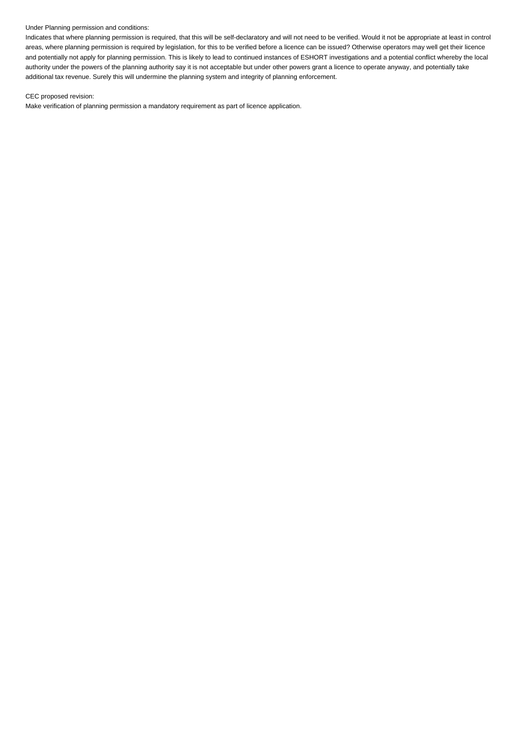Under Planning permission and conditions:

Indicates that where planning permission is required, that this will be self-declaratory and will not need to be verified. Would it not be appropriate at least in control areas, where planning permission is required by legislation, for this to be verified before a licence can be issued? Otherwise operators may well get their licence and potentially not apply for planning permission. This is likely to lead to continued instances of ESHORT investigations and a potential conflict whereby the local authority under the powers of the planning authority say it is not acceptable but under other powers grant a licence to operate anyway, and potentially take additional tax revenue. Surely this will undermine the planning system and integrity of planning enforcement.

CEC proposed revision:

Make verification of planning permission a mandatory requirement as part of licence application.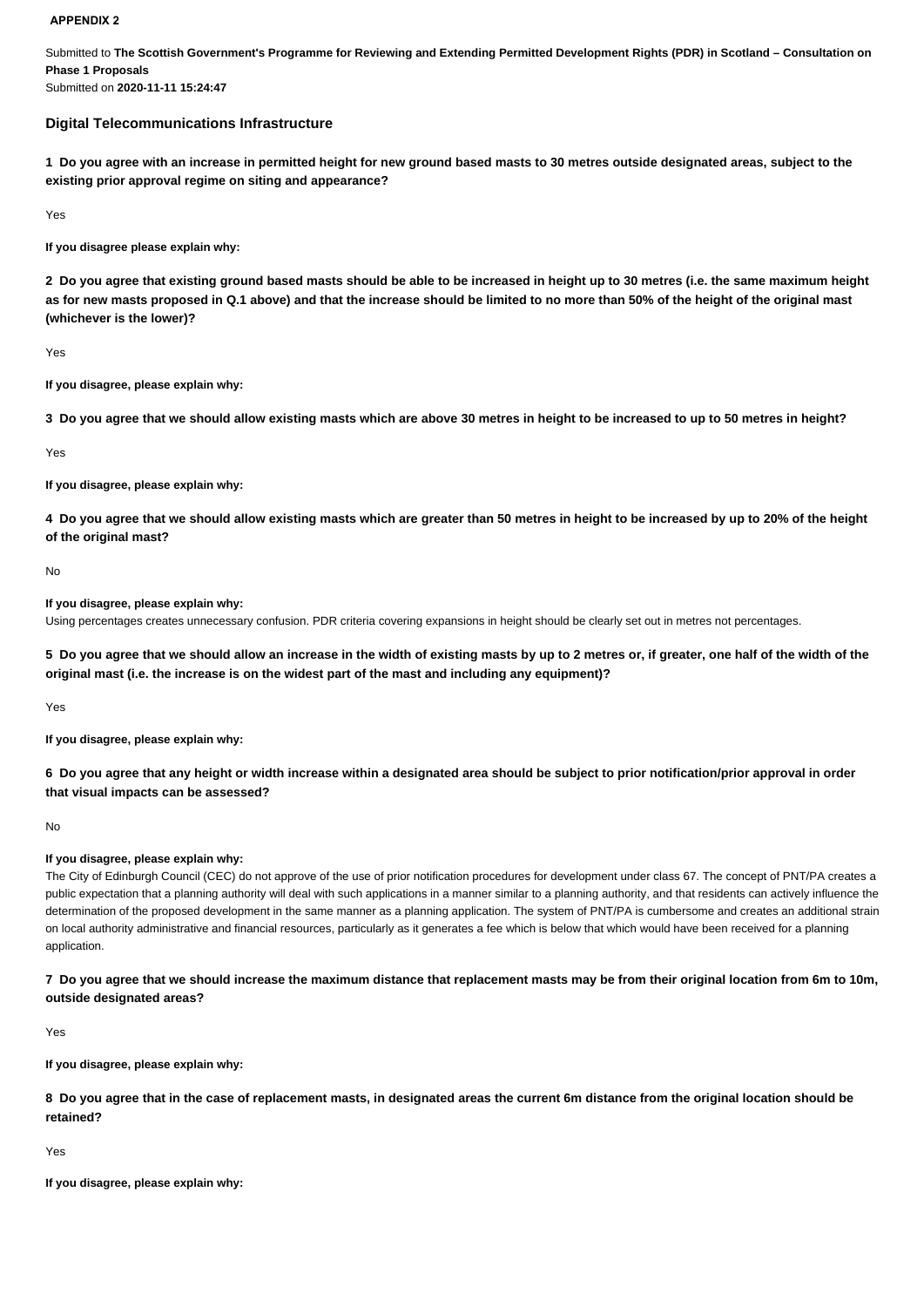**APPENDIX 2**

Submitted to **The Scottish Government's Programme for Reviewing and Extending Permitted Development Rights (PDR) in Scotland – Consultation on Phase 1 Proposals**
Submitted on **2020-11-11 15:24:47**

### Digital Telecommunications Infrastructure

**1 Do you agree with an increase in permitted height for new ground based masts to 30 metres outside designated areas, subject to the existing prior approval regime on siting and appearance?**

Yes

**If you disagree please explain why:**

**2 Do you agree that existing ground based masts should be able to be increased in height up to 30 metres (i.e. the same maximum height as for new masts proposed in Q.1 above) and that the increase should be limited to no more than 50% of the height of the original mast (whichever is the lower)?**

Yes

**If you disagree, please explain why:**

**3 Do you agree that we should allow existing masts which are above 30 metres in height to be increased to up to 50 metres in height?**

Yes

**If you disagree, please explain why:**

**4 Do you agree that we should allow existing masts which are greater than 50 metres in height to be increased by up to 20% of the height of the original mast?**

No

**If you disagree, please explain why:**
Using percentages creates unnecessary confusion. PDR criteria covering expansions in height should be clearly set out in metres not percentages.

**5 Do you agree that we should allow an increase in the width of existing masts by up to 2 metres or, if greater, one half of the width of the original mast (i.e. the increase is on the widest part of the mast and including any equipment)?**

Yes

**If you disagree, please explain why:**

**6 Do you agree that any height or width increase within a designated area should be subject to prior notification/prior approval in order that visual impacts can be assessed?**

No

**If you disagree, please explain why:**
The City of Edinburgh Council (CEC) do not approve of the use of prior notification procedures for development under class 67. The concept of PNT/PA creates a public expectation that a planning authority will deal with such applications in a manner similar to a planning authority, and that residents can actively influence the determination of the proposed development in the same manner as a planning application. The system of PNT/PA is cumbersome and creates an additional strain on local authority administrative and financial resources, particularly as it generates a fee which is below that which would have been received for a planning application.

**7 Do you agree that we should increase the maximum distance that replacement masts may be from their original location from 6m to 10m, outside designated areas?**

Yes

**If you disagree, please explain why:**

**8 Do you agree that in the case of replacement masts, in designated areas the current 6m distance from the original location should be retained?**

Yes

**If you disagree, please explain why:**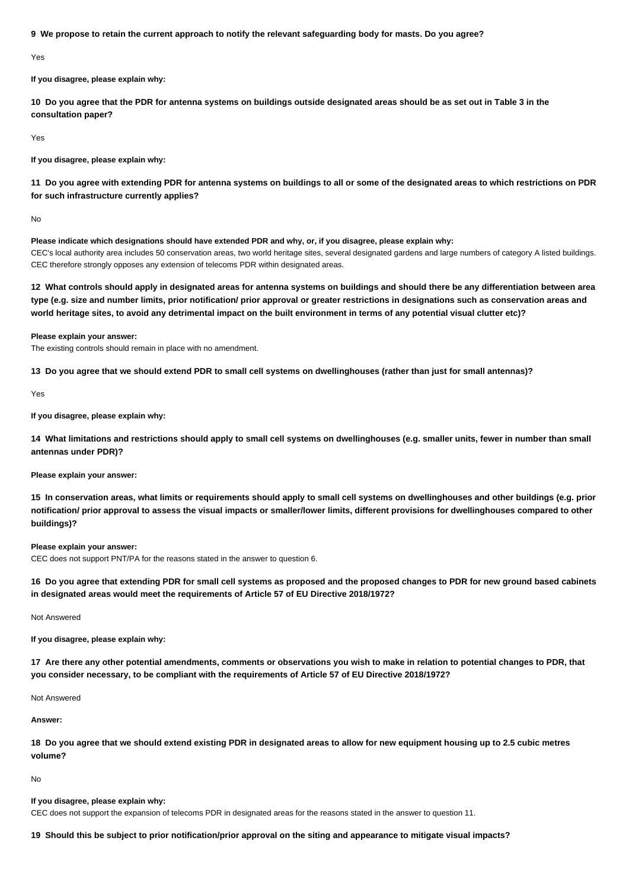**9 We propose to retain the current approach to notify the relevant safeguarding body for masts. Do you agree?**

Yes

**If you disagree, please explain why:**

**10 Do you agree that the PDR for antenna systems on buildings outside designated areas should be as set out in Table 3 in the consultation paper?**

Yes

**If you disagree, please explain why:**

**11 Do you agree with extending PDR for antenna systems on buildings to all or some of the designated areas to which restrictions on PDR for such infrastructure currently applies?**

No

**Please indicate which designations should have extended PDR and why, or, if you disagree, please explain why:**
CEC's local authority area includes 50 conservation areas, two world heritage sites, several designated gardens and large numbers of category A listed buildings. CEC therefore strongly opposes any extension of telecoms PDR within designated areas.

**12 What controls should apply in designated areas for antenna systems on buildings and should there be any differentiation between area type (e.g. size and number limits, prior notification/ prior approval or greater restrictions in designations such as conservation areas and world heritage sites, to avoid any detrimental impact on the built environment in terms of any potential visual clutter etc)?**

**Please explain your answer:**
The existing controls should remain in place with no amendment.

**13 Do you agree that we should extend PDR to small cell systems on dwellinghouses (rather than just for small antennas)?**

Yes

**If you disagree, please explain why:**

**14 What limitations and restrictions should apply to small cell systems on dwellinghouses (e.g. smaller units, fewer in number than small antennas under PDR)?**

**Please explain your answer:**

**15 In conservation areas, what limits or requirements should apply to small cell systems on dwellinghouses and other buildings (e.g. prior notification/ prior approval to assess the visual impacts or smaller/lower limits, different provisions for dwellinghouses compared to other buildings)?**

**Please explain your answer:**
CEC does not support PNT/PA for the reasons stated in the answer to question 6.

**16 Do you agree that extending PDR for small cell systems as proposed and the proposed changes to PDR for new ground based cabinets in designated areas would meet the requirements of Article 57 of EU Directive 2018/1972?**

Not Answered

**If you disagree, please explain why:**

**17 Are there any other potential amendments, comments or observations you wish to make in relation to potential changes to PDR, that you consider necessary, to be compliant with the requirements of Article 57 of EU Directive 2018/1972?**

Not Answered

**Answer:**

**18 Do you agree that we should extend existing PDR in designated areas to allow for new equipment housing up to 2.5 cubic metres volume?**

No

**If you disagree, please explain why:**
CEC does not support the expansion of telecoms PDR in designated areas for the reasons stated in the answer to question 11.

**19 Should this be subject to prior notification/prior approval on the siting and appearance to mitigate visual impacts?**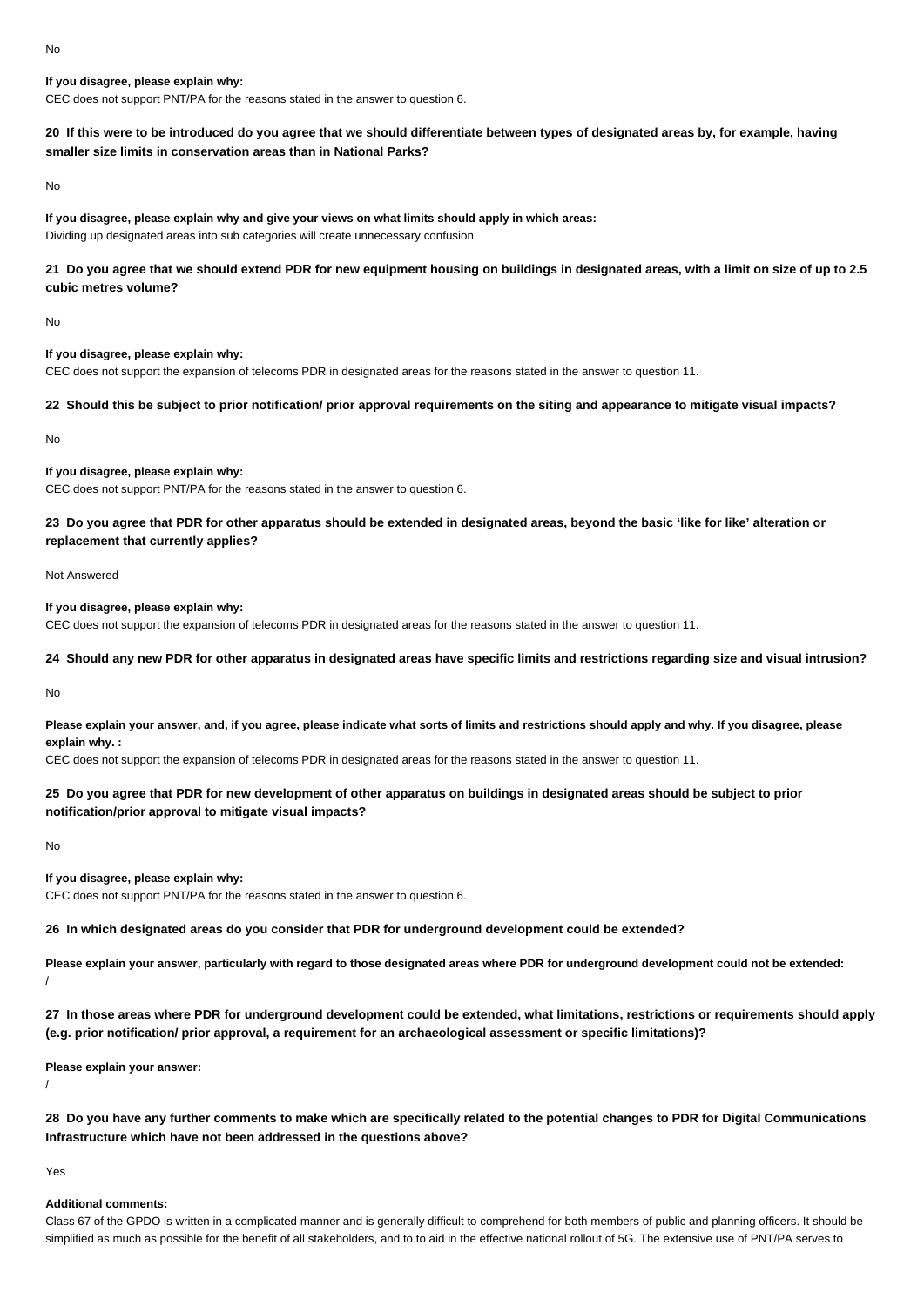No

**If you disagree, please explain why:**

CEC does not support PNT/PA for the reasons stated in the answer to question 6.

**20 If this were to be introduced do you agree that we should differentiate between types of designated areas by, for example, having smaller size limits in conservation areas than in National Parks?**

No

**If you disagree, please explain why and give your views on what limits should apply in which areas:**

Dividing up designated areas into sub categories will create unnecessary confusion.

**21 Do you agree that we should extend PDR for new equipment housing on buildings in designated areas, with a limit on size of up to 2.5 cubic metres volume?**

No

**If you disagree, please explain why:**

CEC does not support the expansion of telecoms PDR in designated areas for the reasons stated in the answer to question 11.

**22 Should this be subject to prior notification/ prior approval requirements on the siting and appearance to mitigate visual impacts?**

No

**If you disagree, please explain why:**

CEC does not support PNT/PA for the reasons stated in the answer to question 6.

**23 Do you agree that PDR for other apparatus should be extended in designated areas, beyond the basic 'like for like' alteration or replacement that currently applies?**

Not Answered

**If you disagree, please explain why:**

CEC does not support the expansion of telecoms PDR in designated areas for the reasons stated in the answer to question 11.

**24 Should any new PDR for other apparatus in designated areas have specific limits and restrictions regarding size and visual intrusion?**

No

**Please explain your answer, and, if you agree, please indicate what sorts of limits and restrictions should apply and why. If you disagree, please explain why. :**

CEC does not support the expansion of telecoms PDR in designated areas for the reasons stated in the answer to question 11.

**25 Do you agree that PDR for new development of other apparatus on buildings in designated areas should be subject to prior notification/prior approval to mitigate visual impacts?**

No

**If you disagree, please explain why:**

CEC does not support PNT/PA for the reasons stated in the answer to question 6.

**26 In which designated areas do you consider that PDR for underground development could be extended?**

**Please explain your answer, particularly with regard to those designated areas where PDR for underground development could not be extended:**

/

**27 In those areas where PDR for underground development could be extended, what limitations, restrictions or requirements should apply (e.g. prior notification/ prior approval, a requirement for an archaeological assessment or specific limitations)?**

**Please explain your answer:**

/

**28 Do you have any further comments to make which are specifically related to the potential changes to PDR for Digital Communications Infrastructure which have not been addressed in the questions above?**

Yes

**Additional comments:**

Class 67 of the GPDO is written in a complicated manner and is generally difficult to comprehend for both members of public and planning officers. It should be simplified as much as possible for the benefit of all stakeholders, and to to aid in the effective national rollout of 5G. The extensive use of PNT/PA serves to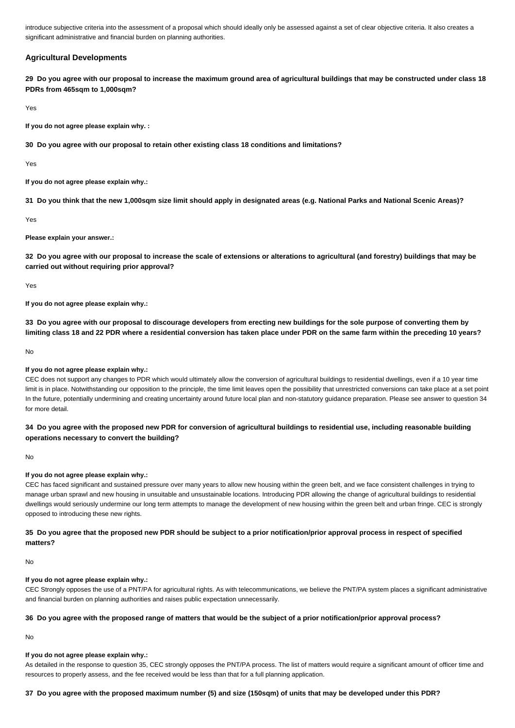introduce subjective criteria into the assessment of a proposal which should ideally only be assessed against a set of clear objective criteria. It also creates a significant administrative and financial burden on planning authorities.

### Agricultural Developments

**29 Do you agree with our proposal to increase the maximum ground area of agricultural buildings that may be constructed under class 18 PDRs from 465sqm to 1,000sqm?**

Yes

**If you do not agree please explain why. :**

**30 Do you agree with our proposal to retain other existing class 18 conditions and limitations?**

Yes

**If you do not agree please explain why.:**

**31 Do you think that the new 1,000sqm size limit should apply in designated areas (e.g. National Parks and National Scenic Areas)?**

Yes

**Please explain your answer.:**

**32 Do you agree with our proposal to increase the scale of extensions or alterations to agricultural (and forestry) buildings that may be carried out without requiring prior approval?**

Yes

**If you do not agree please explain why.:**

**33 Do you agree with our proposal to discourage developers from erecting new buildings for the sole purpose of converting them by limiting class 18 and 22 PDR where a residential conversion has taken place under PDR on the same farm within the preceding 10 years?**

No

**If you do not agree please explain why.:**

CEC does not support any changes to PDR which would ultimately allow the conversion of agricultural buildings to residential dwellings, even if a 10 year time limit is in place. Notwithstanding our opposition to the principle, the time limit leaves open the possibility that unrestricted conversions can take place at a set point In the future, potentially undermining and creating uncertainty around future local plan and non-statutory guidance preparation. Please see answer to question 34 for more detail.

**34 Do you agree with the proposed new PDR for conversion of agricultural buildings to residential use, including reasonable building operations necessary to convert the building?**

No

**If you do not agree please explain why.:**

CEC has faced significant and sustained pressure over many years to allow new housing within the green belt, and we face consistent challenges in trying to manage urban sprawl and new housing in unsuitable and unsustainable locations. Introducing PDR allowing the change of agricultural buildings to residential dwellings would seriously undermine our long term attempts to manage the development of new housing within the green belt and urban fringe. CEC is strongly opposed to introducing these new rights.

**35 Do you agree that the proposed new PDR should be subject to a prior notification/prior approval process in respect of specified matters?**

No

**If you do not agree please explain why.:**

CEC Strongly opposes the use of a PNT/PA for agricultural rights. As with telecommunications, we believe the PNT/PA system places a significant administrative and financial burden on planning authorities and raises public expectation unnecessarily.

**36 Do you agree with the proposed range of matters that would be the subject of a prior notification/prior approval process?**

No

**If you do not agree please explain why.:**

As detailed in the response to question 35, CEC strongly opposes the PNT/PA process. The list of matters would require a significant amount of officer time and resources to properly assess, and the fee received would be less than that for a full planning application.

**37 Do you agree with the proposed maximum number (5) and size (150sqm) of units that may be developed under this PDR?**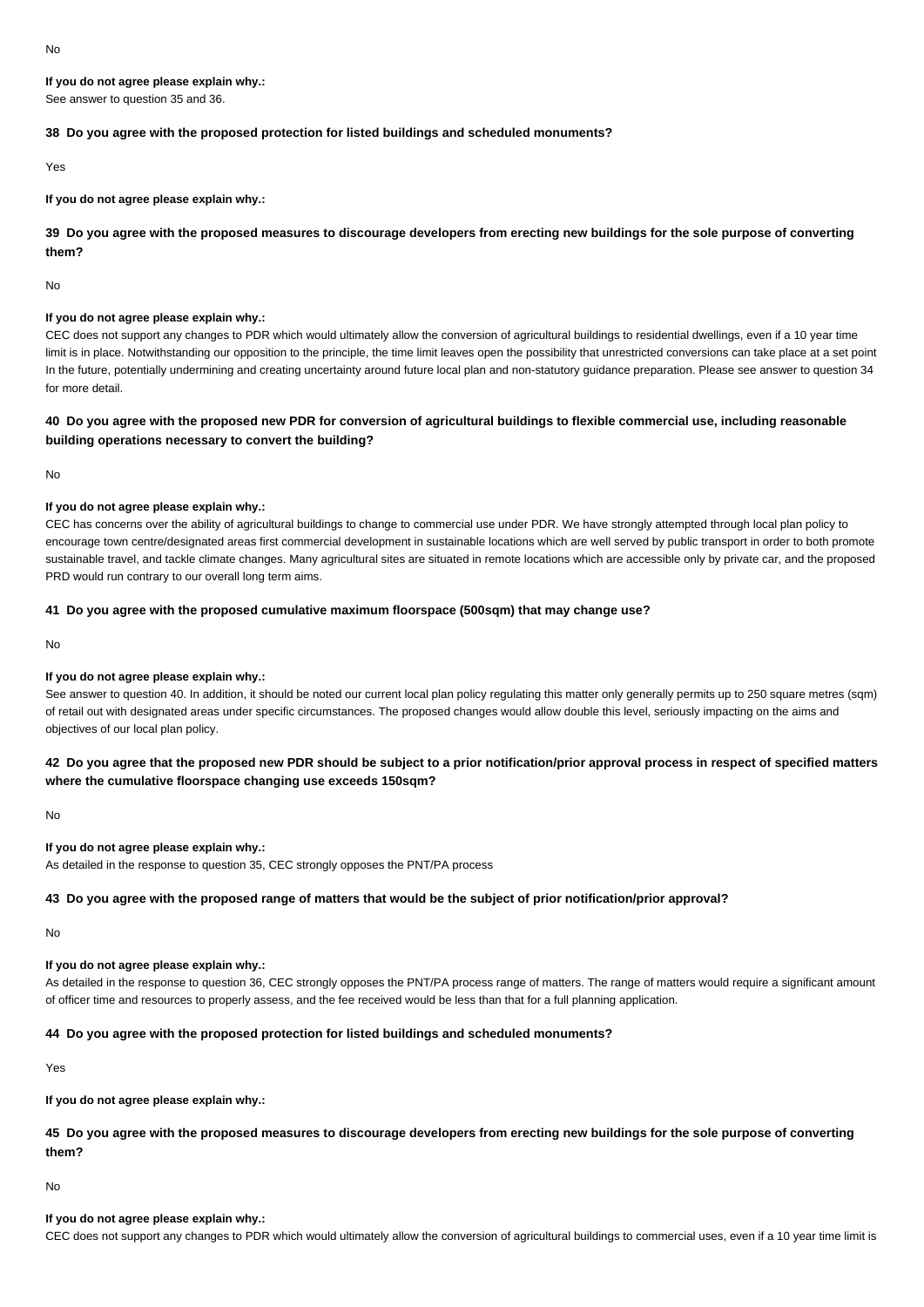No

**If you do not agree please explain why.:**
See answer to question 35 and 36.

**38 Do you agree with the proposed protection for listed buildings and scheduled monuments?**

Yes

**If you do not agree please explain why.:**

**39 Do you agree with the proposed measures to discourage developers from erecting new buildings for the sole purpose of converting them?**

No

**If you do not agree please explain why.:**
CEC does not support any changes to PDR which would ultimately allow the conversion of agricultural buildings to residential dwellings, even if a 10 year time limit is in place. Notwithstanding our opposition to the principle, the time limit leaves open the possibility that unrestricted conversions can take place at a set point In the future, potentially undermining and creating uncertainty around future local plan and non-statutory guidance preparation. Please see answer to question 34 for more detail.

**40 Do you agree with the proposed new PDR for conversion of agricultural buildings to flexible commercial use, including reasonable building operations necessary to convert the building?**

No

**If you do not agree please explain why.:**
CEC has concerns over the ability of agricultural buildings to change to commercial use under PDR. We have strongly attempted through local plan policy to encourage town centre/designated areas first commercial development in sustainable locations which are well served by public transport in order to both promote sustainable travel, and tackle climate changes. Many agricultural sites are situated in remote locations which are accessible only by private car, and the proposed PRD would run contrary to our overall long term aims.

**41 Do you agree with the proposed cumulative maximum floorspace (500sqm) that may change use?**

No

**If you do not agree please explain why.:**
See answer to question 40. In addition, it should be noted our current local plan policy regulating this matter only generally permits up to 250 square metres (sqm) of retail out with designated areas under specific circumstances. The proposed changes would allow double this level, seriously impacting on the aims and objectives of our local plan policy.

**42 Do you agree that the proposed new PDR should be subject to a prior notification/prior approval process in respect of specified matters where the cumulative floorspace changing use exceeds 150sqm?**

No

**If you do not agree please explain why.:**
As detailed in the response to question 35, CEC strongly opposes the PNT/PA process

**43 Do you agree with the proposed range of matters that would be the subject of prior notification/prior approval?**

No

**If you do not agree please explain why.:**
As detailed in the response to question 36, CEC strongly opposes the PNT/PA process range of matters. The range of matters would require a significant amount of officer time and resources to properly assess, and the fee received would be less than that for a full planning application.

**44 Do you agree with the proposed protection for listed buildings and scheduled monuments?**

Yes

**If you do not agree please explain why.:**

**45 Do you agree with the proposed measures to discourage developers from erecting new buildings for the sole purpose of converting them?**

No

**If you do not agree please explain why.:**
CEC does not support any changes to PDR which would ultimately allow the conversion of agricultural buildings to commercial uses, even if a 10 year time limit is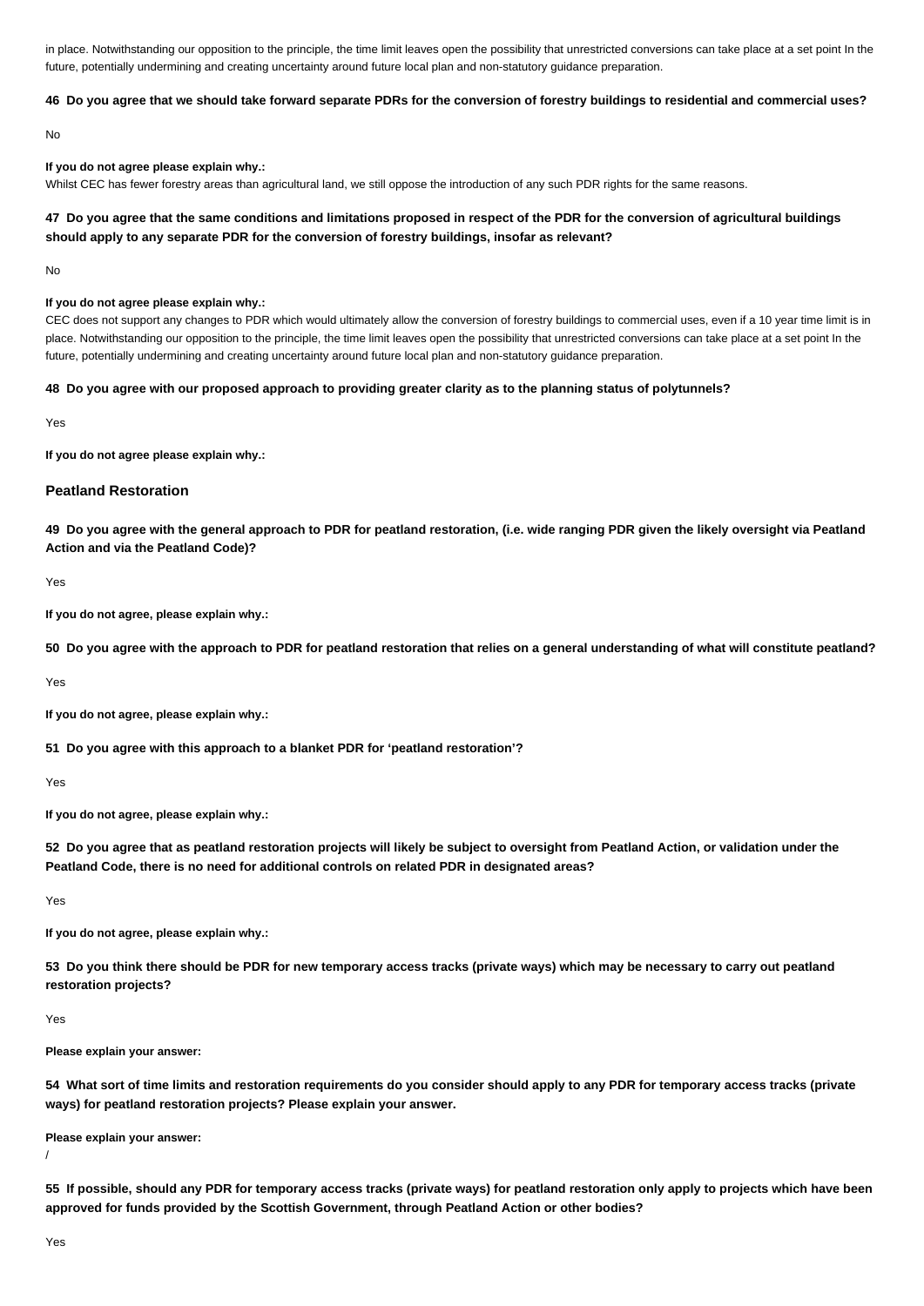in place. Notwithstanding our opposition to the principle, the time limit leaves open the possibility that unrestricted conversions can take place at a set point In the future, potentially undermining and creating uncertainty around future local plan and non-statutory guidance preparation.

**46 Do you agree that we should take forward separate PDRs for the conversion of forestry buildings to residential and commercial uses?**

No

**If you do not agree please explain why.:**

Whilst CEC has fewer forestry areas than agricultural land, we still oppose the introduction of any such PDR rights for the same reasons.

**47 Do you agree that the same conditions and limitations proposed in respect of the PDR for the conversion of agricultural buildings should apply to any separate PDR for the conversion of forestry buildings, insofar as relevant?**

No

**If you do not agree please explain why.:**

CEC does not support any changes to PDR which would ultimately allow the conversion of forestry buildings to commercial uses, even if a 10 year time limit is in place. Notwithstanding our opposition to the principle, the time limit leaves open the possibility that unrestricted conversions can take place at a set point In the future, potentially undermining and creating uncertainty around future local plan and non-statutory guidance preparation.

**48 Do you agree with our proposed approach to providing greater clarity as to the planning status of polytunnels?**

Yes

**If you do not agree please explain why.:**

### Peatland Restoration

**49 Do you agree with the general approach to PDR for peatland restoration, (i.e. wide ranging PDR given the likely oversight via Peatland Action and via the Peatland Code)?**

Yes

**If you do not agree, please explain why.:**

**50 Do you agree with the approach to PDR for peatland restoration that relies on a general understanding of what will constitute peatland?**

Yes

**If you do not agree, please explain why.:**

**51 Do you agree with this approach to a blanket PDR for 'peatland restoration'?**

Yes

**If you do not agree, please explain why.:**

**52 Do you agree that as peatland restoration projects will likely be subject to oversight from Peatland Action, or validation under the Peatland Code, there is no need for additional controls on related PDR in designated areas?**

Yes

**If you do not agree, please explain why.:**

**53 Do you think there should be PDR for new temporary access tracks (private ways) which may be necessary to carry out peatland restoration projects?**

Yes

**Please explain your answer:**

**54 What sort of time limits and restoration requirements do you consider should apply to any PDR for temporary access tracks (private ways) for peatland restoration projects? Please explain your answer.**

**Please explain your answer:**

/

**55 If possible, should any PDR for temporary access tracks (private ways) for peatland restoration only apply to projects which have been approved for funds provided by the Scottish Government, through Peatland Action or other bodies?**

Yes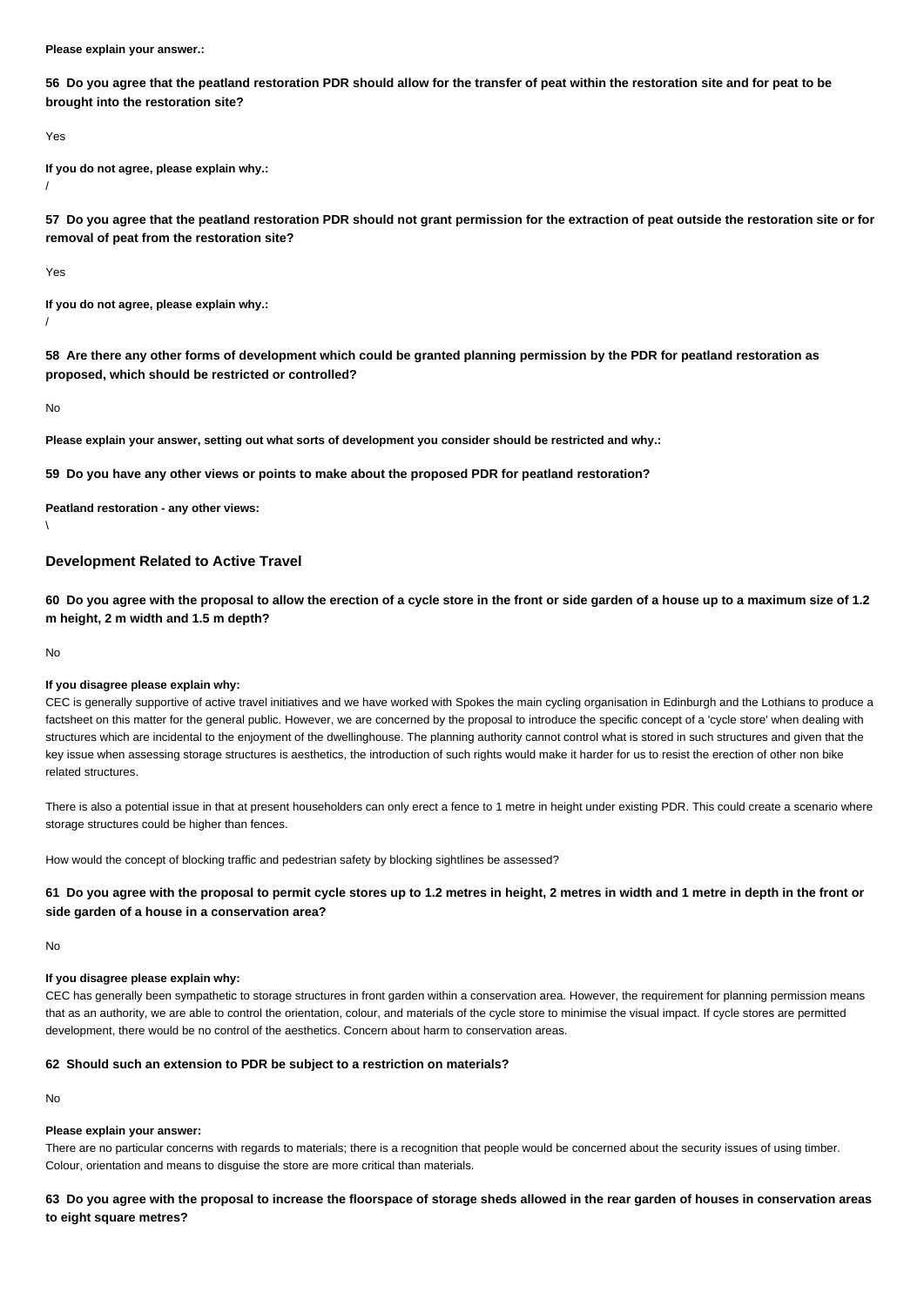**Please explain your answer.:**

**56 Do you agree that the peatland restoration PDR should allow for the transfer of peat within the restoration site and for peat to be brought into the restoration site?**

Yes

**If you do not agree, please explain why.:**

/

**57 Do you agree that the peatland restoration PDR should not grant permission for the extraction of peat outside the restoration site or for removal of peat from the restoration site?**

Yes

**If you do not agree, please explain why.:**

/

**58 Are there any other forms of development which could be granted planning permission by the PDR for peatland restoration as proposed, which should be restricted or controlled?**

No

**Please explain your answer, setting out what sorts of development you consider should be restricted and why.:**

**59 Do you have any other views or points to make about the proposed PDR for peatland restoration?**

**Peatland restoration - any other views:**

\

## Development Related to Active Travel

**60 Do you agree with the proposal to allow the erection of a cycle store in the front or side garden of a house up to a maximum size of 1.2 m height, 2 m width and 1.5 m depth?**

No

**If you disagree please explain why:**

CEC is generally supportive of active travel initiatives and we have worked with Spokes the main cycling organisation in Edinburgh and the Lothians to produce a factsheet on this matter for the general public. However, we are concerned by the proposal to introduce the specific concept of a 'cycle store' when dealing with structures which are incidental to the enjoyment of the dwellinghouse. The planning authority cannot control what is stored in such structures and given that the key issue when assessing storage structures is aesthetics, the introduction of such rights would make it harder for us to resist the erection of other non bike related structures.

There is also a potential issue in that at present householders can only erect a fence to 1 metre in height under existing PDR. This could create a scenario where storage structures could be higher than fences.

How would the concept of blocking traffic and pedestrian safety by blocking sightlines be assessed?

**61 Do you agree with the proposal to permit cycle stores up to 1.2 metres in height, 2 metres in width and 1 metre in depth in the front or side garden of a house in a conservation area?**

No

**If you disagree please explain why:**

CEC has generally been sympathetic to storage structures in front garden within a conservation area. However, the requirement for planning permission means that as an authority, we are able to control the orientation, colour, and materials of the cycle store to minimise the visual impact. If cycle stores are permitted development, there would be no control of the aesthetics. Concern about harm to conservation areas.

**62 Should such an extension to PDR be subject to a restriction on materials?**

No

**Please explain your answer:**

There are no particular concerns with regards to materials; there is a recognition that people would be concerned about the security issues of using timber. Colour, orientation and means to disguise the store are more critical than materials.

**63 Do you agree with the proposal to increase the floorspace of storage sheds allowed in the rear garden of houses in conservation areas to eight square metres?**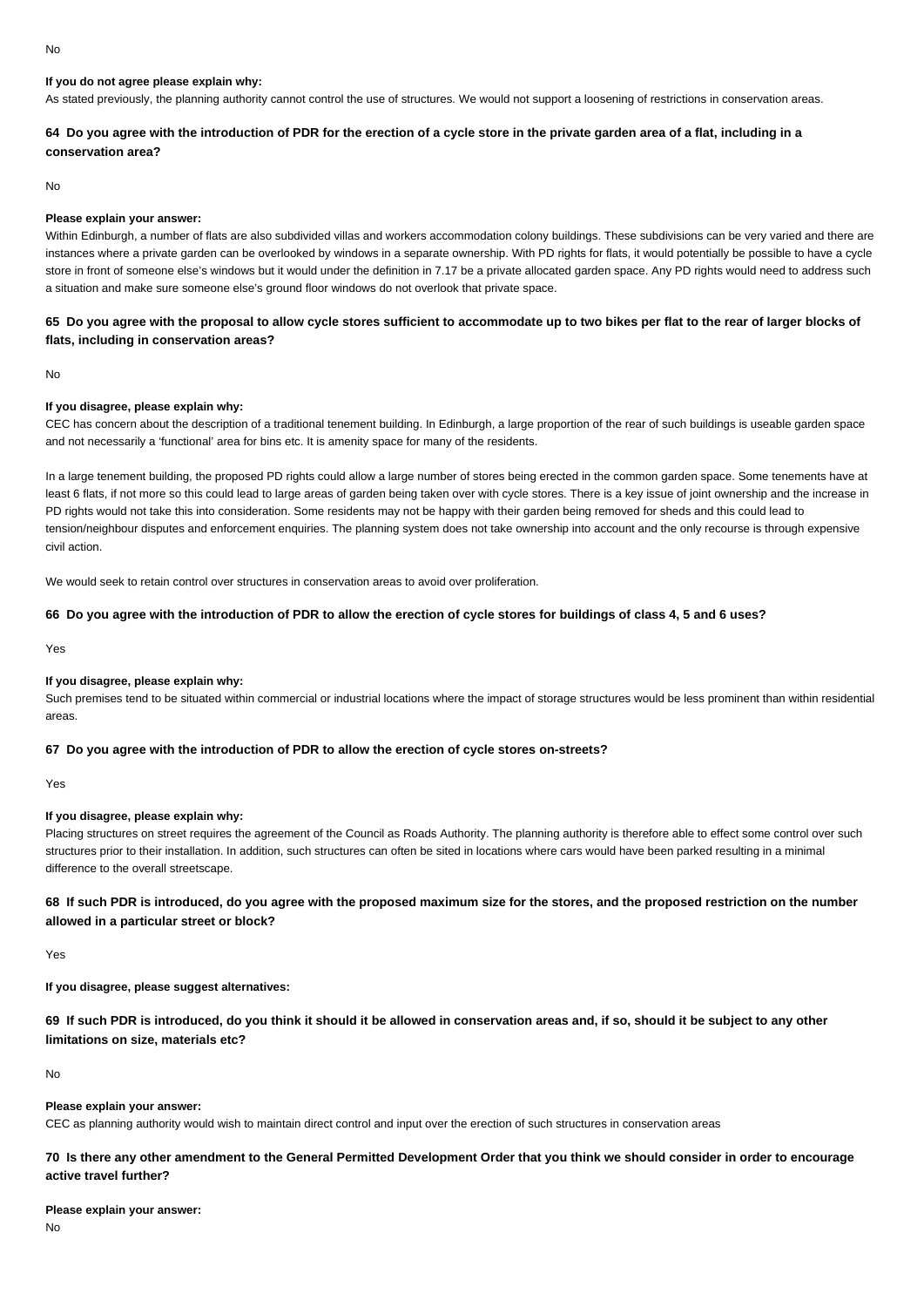No

**If you do not agree please explain why:**

As stated previously, the planning authority cannot control the use of structures. We would not support a loosening of restrictions in conservation areas.

### 64 Do you agree with the introduction of PDR for the erection of a cycle store in the private garden area of a flat, including in a conservation area?

No

**Please explain your answer:**

Within Edinburgh, a number of flats are also subdivided villas and workers accommodation colony buildings. These subdivisions can be very varied and there are instances where a private garden can be overlooked by windows in a separate ownership. With PD rights for flats, it would potentially be possible to have a cycle store in front of someone else's windows but it would under the definition in 7.17 be a private allocated garden space. Any PD rights would need to address such a situation and make sure someone else's ground floor windows do not overlook that private space.

### 65 Do you agree with the proposal to allow cycle stores sufficient to accommodate up to two bikes per flat to the rear of larger blocks of flats, including in conservation areas?

No

**If you disagree, please explain why:**

CEC has concern about the description of a traditional tenement building. In Edinburgh, a large proportion of the rear of such buildings is useable garden space and not necessarily a 'functional' area for bins etc. It is amenity space for many of the residents.

In a large tenement building, the proposed PD rights could allow a large number of stores being erected in the common garden space. Some tenements have at least 6 flats, if not more so this could lead to large areas of garden being taken over with cycle stores. There is a key issue of joint ownership and the increase in PD rights would not take this into consideration. Some residents may not be happy with their garden being removed for sheds and this could lead to tension/neighbour disputes and enforcement enquiries. The planning system does not take ownership into account and the only recourse is through expensive civil action.

We would seek to retain control over structures in conservation areas to avoid over proliferation.

### 66 Do you agree with the introduction of PDR to allow the erection of cycle stores for buildings of class 4, 5 and 6 uses?

Yes

**If you disagree, please explain why:**

Such premises tend to be situated within commercial or industrial locations where the impact of storage structures would be less prominent than within residential areas.

### 67 Do you agree with the introduction of PDR to allow the erection of cycle stores on-streets?

Yes

**If you disagree, please explain why:**

Placing structures on street requires the agreement of the Council as Roads Authority. The planning authority is therefore able to effect some control over such structures prior to their installation. In addition, such structures can often be sited in locations where cars would have been parked resulting in a minimal difference to the overall streetscape.

### 68 If such PDR is introduced, do you agree with the proposed maximum size for the stores, and the proposed restriction on the number allowed in a particular street or block?

Yes

**If you disagree, please suggest alternatives:**

### 69 If such PDR is introduced, do you think it should it be allowed in conservation areas and, if so, should it be subject to any other limitations on size, materials etc?

No

**Please explain your answer:**

CEC as planning authority would wish to maintain direct control and input over the erection of such structures in conservation areas

### 70 Is there any other amendment to the General Permitted Development Order that you think we should consider in order to encourage active travel further?

**Please explain your answer:**

No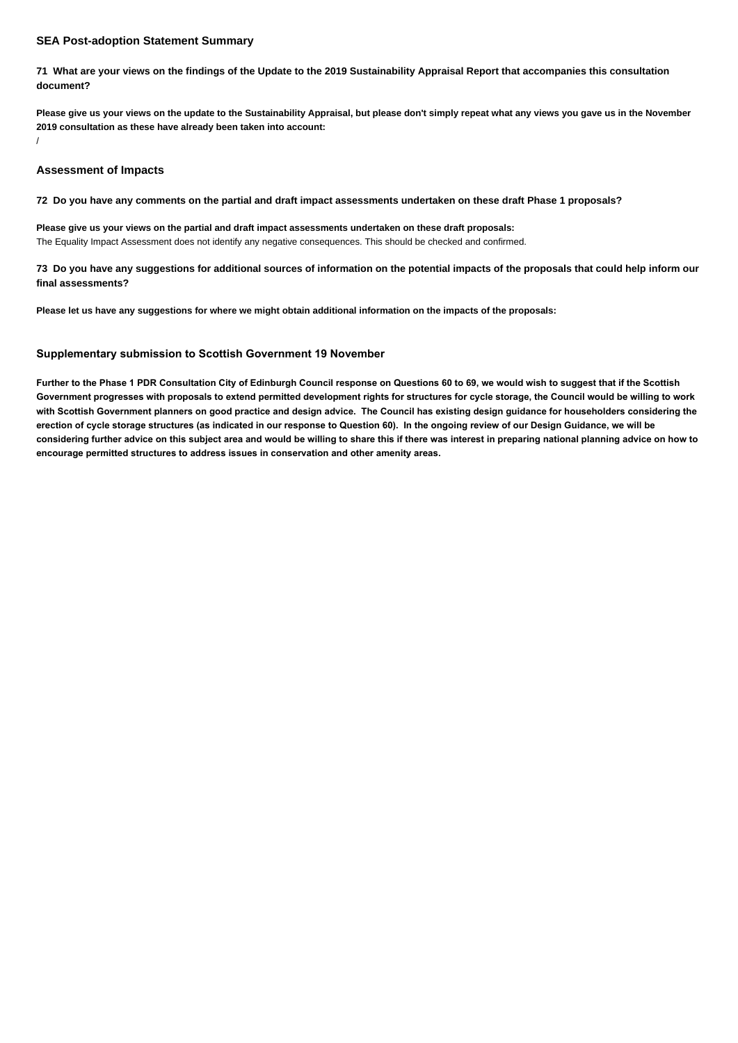### SEA Post-adoption Statement Summary

**71 What are your views on the findings of the Update to the 2019 Sustainability Appraisal Report that accompanies this consultation document?**

**Please give us your views on the update to the Sustainability Appraisal, but please don't simply repeat what any views you gave us in the November 2019 consultation as these have already been taken into account:**

/

### Assessment of Impacts

**72 Do you have any comments on the partial and draft impact assessments undertaken on these draft Phase 1 proposals?**

**Please give us your views on the partial and draft impact assessments undertaken on these draft proposals:**

The Equality Impact Assessment does not identify any negative consequences. This should be checked and confirmed.

**73 Do you have any suggestions for additional sources of information on the potential impacts of the proposals that could help inform our final assessments?**

**Please let us have any suggestions for where we might obtain additional information on the impacts of the proposals:**

### Supplementary submission to Scottish Government 19 November

**Further to the Phase 1 PDR Consultation City of Edinburgh Council response on Questions 60 to 69, we would wish to suggest that if the Scottish Government progresses with proposals to extend permitted development rights for structures for cycle storage, the Council would be willing to work with Scottish Government planners on good practice and design advice. The Council has existing design guidance for householders considering the erection of cycle storage structures (as indicated in our response to Question 60). In the ongoing review of our Design Guidance, we will be considering further advice on this subject area and would be willing to share this if there was interest in preparing national planning advice on how to encourage permitted structures to address issues in conservation and other amenity areas.**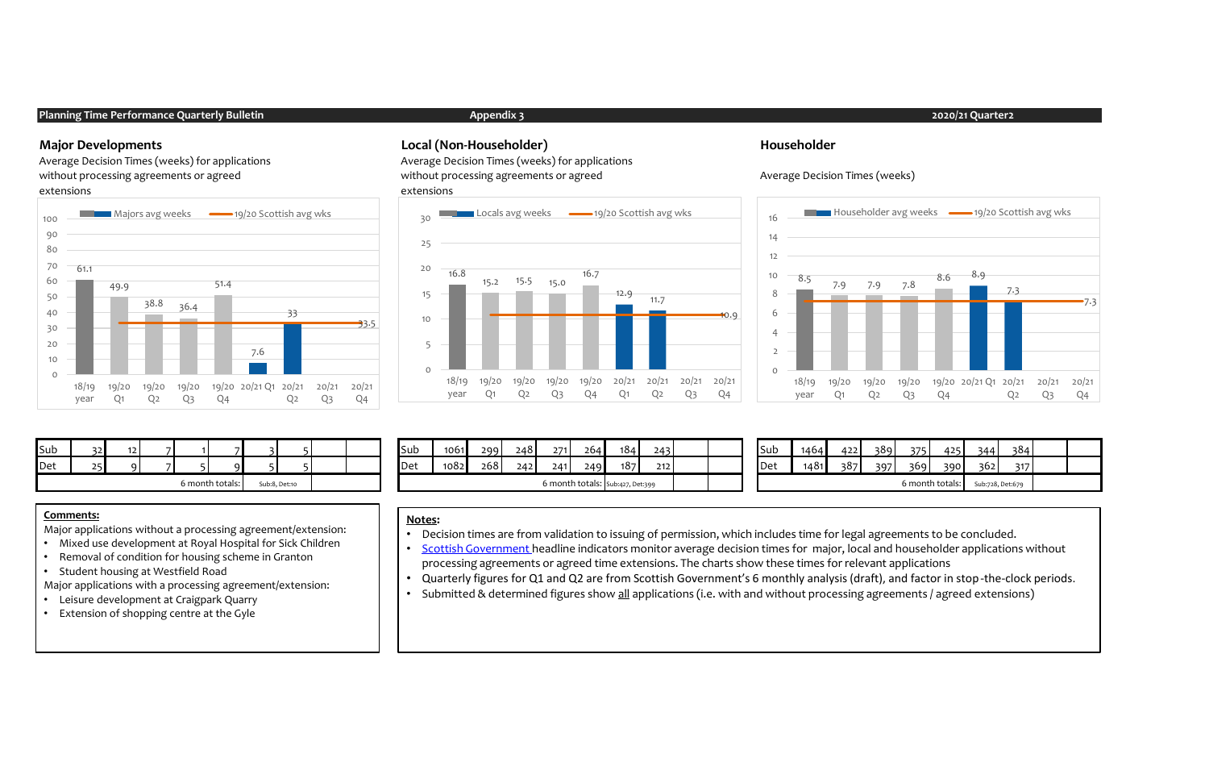**Planning Time Performance Quarterly Bulletin** | **Appendix 3** | **2020/21 Quarter2**

## Major Developments

Average Decision Times (weeks) for applications without processing agreements or agreed extensions

| | 18/19 year | 19/20 Q1 | 19/20 Q2 | 19/20 Q3 | 19/20 Q4 | 20/21 Q1 | 20/21 Q2 | 20/21 Q3 | 20/21 Q4 |
|---|---|---|---|---|---|---|---|---|---|
| Majors avg weeks | 61.1 | 49.9 | 38.8 | 36.4 | 51.4 | 7.6 | 33 | | |
| 19/20 Scottish avg wks | 33.5 | | | | | | | | |

| | | | | | | | | | |
|---|---|---|---|---|---|---|---|---|---|
| Sub | 32 | 12 | 7 | 1 | 7 | 3 | 5 | | |
| Det | 25 | 9 | 7 | 5 | 9 | 5 | 5 | | |
| | | | | | 6 month totals: | Sub:8, Det:10 | | | |

## Local (Non-Householder)

Average Decision Times (weeks) for applications without processing agreements or agreed extensions

| | 18/19 year | 19/20 Q1 | 19/20 Q2 | 19/20 Q3 | 19/20 Q4 | 20/21 Q1 | 20/21 Q2 | 20/21 Q3 | 20/21 Q4 |
|---|---|---|---|---|---|---|---|---|---|
| Locals avg weeks | 16.8 | 15.2 | 15.5 | 15.0 | 16.7 | 12.9 | 11.7 | | |
| 19/20 Scottish avg wks | 10.9 | | | | | | | | |

| | | | | | | | | | |
|---|---|---|---|---|---|---|---|---|---|
| Sub | 1061 | 299 | 248 | 271 | 264 | 184 | 243 | | |
| Det | 1082 | 268 | 242 | 241 | 249 | 187 | 212 | | |
| | | | | | 6 month totals: | Sub:427, Det:399 | | | |

## Householder

Average Decision Times (weeks)

| | 18/19 year | 19/20 Q1 | 19/20 Q2 | 19/20 Q3 | 19/20 Q4 | 20/21 Q1 | 20/21 Q2 | 20/21 Q3 | 20/21 Q4 |
|---|---|---|---|---|---|---|---|---|---|
| Householder avg weeks | 8.5 | 7.9 | 7.9 | 7.8 | 8.6 | 8.9 | 7.3 | | |
| 19/20 Scottish avg wks | 7.3 | | | | | | | | |

| | | | | | | | | | |
|---|---|---|---|---|---|---|---|---|---|
| Sub | 1464 | 422 | 389 | 375 | 425 | 344 | 384 | | |
| Det | 1481 | 387 | 397 | 369 | 390 | 362 | 317 | | |
| | | | | | 6 month totals: | Sub:728, Det:679 | | | |

**Comments:**

Major applications without a processing agreement/extension:

- Mixed use development at Royal Hospital for Sick Children
- Removal of condition for housing scheme in Granton
- Student housing at Westfield Road

Major applications with a processing agreement/extension:

- Leisure development at Craigpark Quarry
- Extension of shopping centre at the Gyle

**Notes:**

- Decision times are from validation to issuing of permission, which includes time for legal agreements to be concluded.
- Scottish Government headline indicators monitor average decision times for major, local and householder applications without processing agreements or agreed time extensions. The charts show these times for relevant applications
- Quarterly figures for Q1 and Q2 are from Scottish Government's 6 monthly analysis (draft), and factor in stop-the-clock periods.
- Submitted & determined figures show all applications (i.e. with and without processing agreements / agreed extensions)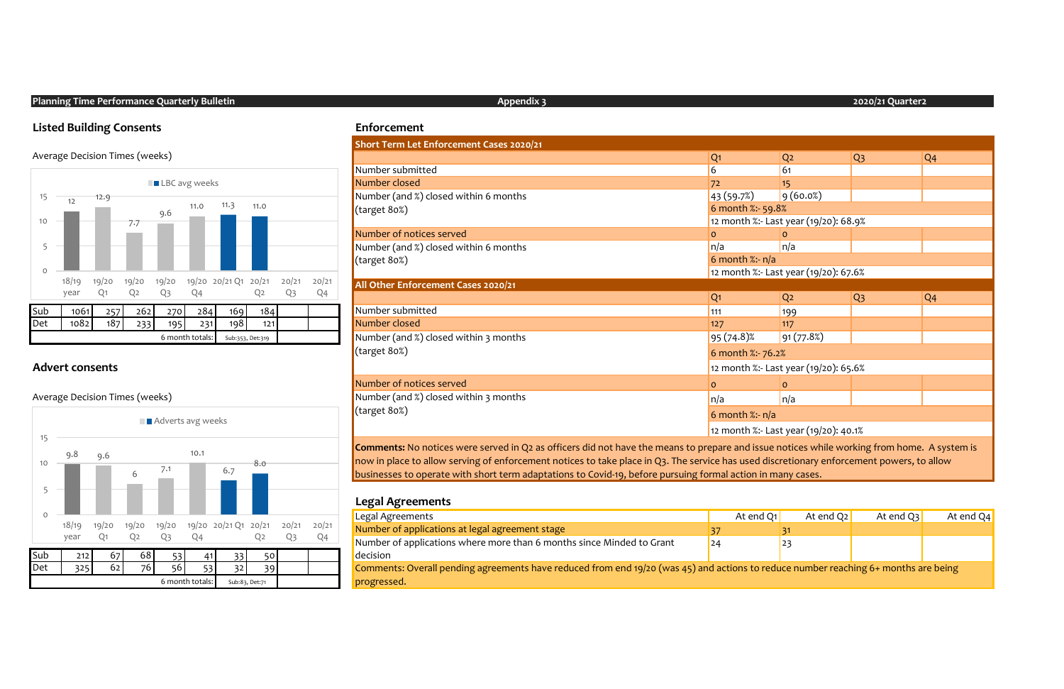Planning Time Performance Quarterly Bulletin | Appendix 3 | 2020/21 Quarter2

## Listed Building Consents

Average Decision Times (weeks)

LBC avg weeks

15
10
5
0

12 | 12.9 | 7.7 | 9.6 | 11.0 | 11.3 | 11.0

18/19 year | 19/20 Q1 | 19/20 Q2 | 19/20 Q3 | 19/20 Q4 | 20/21 Q1 | 20/21 Q2 | 20/21 Q3 | 20/21 Q4

| | | | | | | | | | |
|---|---|---|---|---|---|---|---|---|---|
| Sub | 1061 | 257 | 262 | 270 | 284 | 169 | 184 | | |
| Det | 1082 | 187 | 233 | 195 | 231 | 198 | 121 | | |
| | | | | | 6 month totals: | Sub:353, Det:319 | | | |

## Advert consents

Average Decision Times (weeks)

Adverts avg weeks

15
10
5
0

9.8 | 9.6 | 6 | 7.1 | 10.1 | 6.7 | 8.0

18/19 year | 19/20 Q1 | 19/20 Q2 | 19/20 Q3 | 19/20 Q4 | 20/21 Q1 | 20/21 Q2 | 20/21 Q3 | 20/21 Q4

| | | | | | | | | | |
|---|---|---|---|---|---|---|---|---|---|
| Sub | 212 | 67 | 68 | 53 | 41 | 33 | 50 | | |
| Det | 325 | 62 | 76 | 56 | 53 | 32 | 39 | | |
| | | | | | 6 month totals: | Sub:83, Det:71 | | | |

## Enforcement

| Short Term Let Enforcement Cases 2020/21 | Q1 | Q2 | Q3 | Q4 |
|---|---|---|---|---|
| Number submitted | 6 | 61 | | |
| Number closed | 72 | 15 | | |
| Number (and %) closed within 6 months (target 80%) | 43 (59.7%) | 9 (60.0%) | | |
| | 6 month %:- 59.8% | | | |
| | 12 month %:- Last year (19/20): 68.9% | | | |
| Number of notices served | 0 | 0 | | |
| Number (and %) closed within 6 months (target 80%) | n/a | n/a | | |
| | 6 month %:- n/a | | | |
| | 12 month %:- Last year (19/20): 67.6% | | | |

| All Other Enforcement Cases 2020/21 | Q1 | Q2 | Q3 | Q4 |
|---|---|---|---|---|
| Number submitted | 111 | 199 | | |
| Number closed | 127 | 117 | | |
| Number (and %) closed within 3 months (target 80%) | 95 (74.8)% | 91 (77.8%) | | |
| | 6 month %:- 76.2% | | | |
| | 12 month %:- Last year (19/20): 65.6% | | | |
| Number of notices served | 0 | 0 | | |
| Number (and %) closed within 3 months (target 80%) | n/a | n/a | | |
| | 6 month %:- n/a | | | |
| | 12 month %:- Last year (19/20): 40.1% | | | |

**Comments:** No notices were served in Q2 as officers did not have the means to prepare and issue notices while working from home. A system is now in place to allow serving of enforcement notices to take place in Q3. The service has used discretionary enforcement powers, to allow businesses to operate with short term adaptations to Covid-19, before pursuing formal action in many cases.

## Legal Agreements

| Legal Agreements | At end Q1 | At end Q2 | At end Q3 | At end Q4 |
|---|---|---|---|---|
| Number of applications at legal agreement stage | 37 | 31 | | |
| Number of applications where more than 6 months since Minded to Grant decision | 24 | 23 | | |

Comments: Overall pending agreements have reduced from end 19/20 (was 45) and actions to reduce number reaching 6+ months are being progressed.